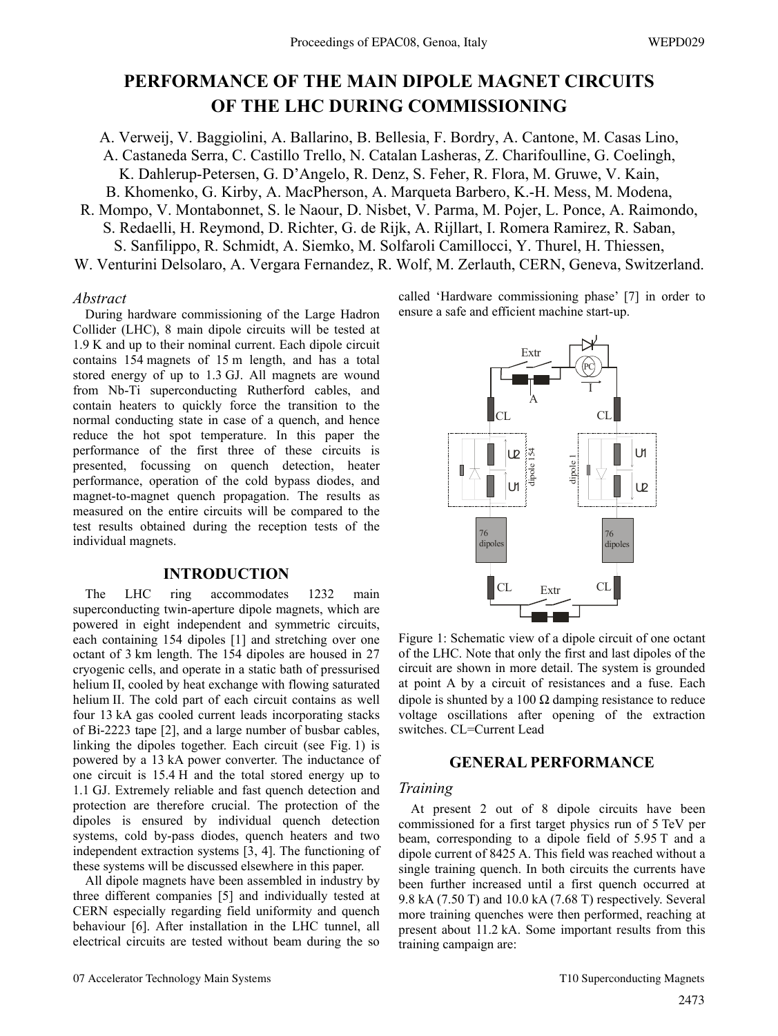# PERFORMANCE OF THE MAIN DIPOLE MAGNET CIRCUITS OF THE LHC DURING COMMISSIONING

A. Verweij, V. Baggiolini, A. Ballarino, B. Bellesia, F. Bordry, A. Cantone, M. Casas Lino, A. Castaneda Serra, C. Castillo Trello, N. Catalan Lasheras, Z. Charifoulline, G. Coelingh, K. Dahlerup-Petersen, G. D'Angelo, R. Denz, S. Feher, R. Flora, M. Gruwe, V. Kain, B. Khomenko, G. Kirby, A. MacPherson, A. Marqueta Barbero, K.-H. Mess, M. Modena, R. Mompo, V. Montabonnet, S. le Naour, D. Nisbet, V. Parma, M. Pojer, L. Ponce, A. Raimondo, S. Redaelli, H. Reymond, D. Richter, G. de Rijk, A. Rijllart, I. Romera Ramirez, R. Saban, S. Sanfilippo, R. Schmidt, A. Siemko, M. Solfaroli Camillocci, Y. Thurel, H. Thiessen, W. Venturini Delsolaro, A. Vergara Fernandez, R. Wolf, M. Zerlauth, CERN, Geneva, Switzerland.

*Abstract*

During hardware commissioning of the Large Hadron Collider (LHC), 8 main dipole circuits will be tested at 1.9 K and up to their nominal current. Each dipole circuit contains 154 magnets of 15 m length, and has a total stored energy of up to 1.3 GJ. All magnets are wound from Nb-Ti superconducting Rutherford cables, and contain heaters to quickly force the transition to the normal conducting state in case of a quench, and hence reduce the hot spot temperature. In this paper the performance of the first three of these circuits is presented, focussing on quench detection, heater performance, operation of the cold bypass diodes, and magnet-to-magnet quench propagation. The results as measured on the entire circuits will be compared to the test results obtained during the reception tests of the individual magnets.

## INTRODUCTION

The LHC ring accommodates 1232 main superconducting twin-aperture dipole magnets, which are powered in eight independent and symmetric circuits, each containing 154 dipoles [1] and stretching over one octant of 3 km length. The 154 dipoles are housed in 27 cryogenic cells, and operate in a static bath of pressurised helium II, cooled by heat exchange with flowing saturated helium II. The cold part of each circuit contains as well four 13 kA gas cooled current leads incorporating stacks of Bi-2223 tape [2], and a large number of busbar cables, linking the dipoles together. Each circuit (see Fig. 1) is powered by a 13 kA power converter. The inductance of one circuit is 15.4 H and the total stored energy up to 1.1 GJ. Extremely reliable and fast quench detection and protection are therefore crucial. The protection of the dipoles is ensured by individual quench detection systems, cold by-pass diodes, quench heaters and two independent extraction systems [3, 4]. The functioning of these systems will be discussed elsewhere in this paper.

All dipole magnets have been assembled in industry by three different companies [5] and individually tested at CERN especially regarding field uniformity and quench behaviour [6]. After installation in the LHC tunnel, all electrical circuits are tested without beam during the so called 'Hardware commissioning phase' [7] in order to ensure a safe and efficient machine start-up.

Figure 1: Schematic view of a dipole circuit of one octant of the LHC. Note that only the first and last dipoles of the circuit are shown in more detail. The system is grounded at point A by a circuit of resistances and a fuse. Each dipole is shunted by a 100 Ω damping resistance to reduce voltage oscillations after opening of the extraction switches. CL=Current Lead

## GENERAL PERFORMANCE

### *Training*

At present 2 out of 8 dipole circuits have been commissioned for a first target physics run of 5 TeV per beam, corresponding to a dipole field of 5.95 T and a dipole current of 8425 A. This field was reached without a single training quench. In both circuits the currents have been further increased until a first quench occurred at 9.8 kA (7.50 T) and 10.0 kA (7.68 T) respectively. Several more training quenches were then performed, reaching at present about 11.2 kA. Some important results from this training campaign are: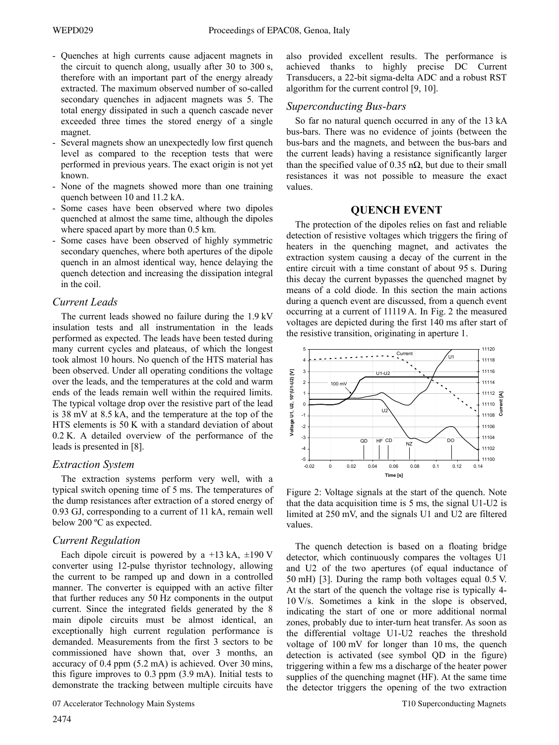- Quenches at high currents cause adjacent magnets in the circuit to quench along, usually after 30 to 300 s, therefore with an important part of the energy already extracted. The maximum observed number of so-called secondary quenches in adjacent magnets was 5. The total energy dissipated in such a quench cascade never exceeded three times the stored energy of a single magnet.
- Several magnets show an unexpectedly low first quench level as compared to the reception tests that were performed in previous years. The exact origin is not yet known.
- None of the magnets showed more than one training quench between 10 and 11.2 kA.
- Some cases have been observed where two dipoles quenched at almost the same time, although the dipoles where spaced apart by more than 0.5 km.
- Some cases have been observed of highly symmetric secondary quenches, where both apertures of the dipole quench in an almost identical way, hence delaying the quench detection and increasing the dissipation integral in the coil.

### *Current Leads*

The current leads showed no failure during the 1.9 kV insulation tests and all instrumentation in the leads performed as expected. The leads have been tested during many current cycles and plateaus, of which the longest took almost 10 hours. No quench of the HTS material has been observed. Under all operating conditions the voltage over the leads, and the temperatures at the cold and warm ends of the leads remain well within the required limits. The typical voltage drop over the resistive part of the lead is 38 mV at 8.5 kA, and the temperature at the top of the HTS elements is 50 K with a standard deviation of about 0.2 K. A detailed overview of the performance of the leads is presented in [8].

### *Extraction System*

The extraction systems perform very well, with a typical switch opening time of 5 ms. The temperatures of the dump resistances after extraction of a stored energy of 0.93 GJ, corresponding to a current of 11 kA, remain well below 200 ºC as expected.

### *Current Regulation*

Each dipole circuit is powered by a +13 kA, ±190 V converter using 12-pulse thyristor technology, allowing the current to be ramped up and down in a controlled manner. The converter is equipped with an active filter that further reduces any 50 Hz components in the output current. Since the integrated fields generated by the 8 main dipole circuits must be almost identical, an exceptionally high current regulation performance is demanded. Measurements from the first 3 sectors to be commissioned have shown that, over 3 months, an accuracy of 0.4 ppm (5.2 mA) is achieved. Over 30 mins, this figure improves to 0.3 ppm (3.9 mA). Initial tests to demonstrate the tracking between multiple circuits have also provided excellent results. The performance is achieved thanks to highly precise DC Current Transducers, a 22-bit sigma-delta ADC and a robust RST algorithm for the current control [9, 10].

### *Superconducting Bus-bars*

So far no natural quench occurred in any of the 13 kA bus-bars. There was no evidence of joints (between the bus-bars and the magnets, and between the bus-bars and the current leads) having a resistance significantly larger than the specified value of 0.35 nΩ, but due to their small resistances it was not possible to measure the exact values.

## QUENCH EVENT

The protection of the dipoles relies on fast and reliable detection of resistive voltages which triggers the firing of heaters in the quenching magnet, and activates the extraction system causing a decay of the current in the entire circuit with a time constant of about 95 s. During this decay the current bypasses the quenched magnet by means of a cold diode. In this section the main actions during a quench event are discussed, from a quench event occurring at a current of 11119 A. In Fig. 2 the measured voltages are depicted during the first 140 ms after start of the resistive transition, originating in aperture 1.

Figure 2: Voltage signals at the start of the quench. Note that the data acquisition time is 5 ms, the signal U1-U2 is limited at 250 mV, and the signals U1 and U2 are filtered values.

The quench detection is based on a floating bridge detector, which continuously compares the voltages U1 and U2 of the two apertures (of equal inductance of 50 mH) [3]. During the ramp both voltages equal 0.5 V. At the start of the quench the voltage rise is typically 4-10 V/s. Sometimes a kink in the slope is observed, indicating the start of one or more additional normal zones, probably due to inter-turn heat transfer. As soon as the differential voltage U1-U2 reaches the threshold voltage of 100 mV for longer than 10 ms, the quench detection is activated (see symbol QD in the figure) triggering within a few ms a discharge of the heater power supplies of the quenching magnet (HF). At the same time the detector triggers the opening of the two extraction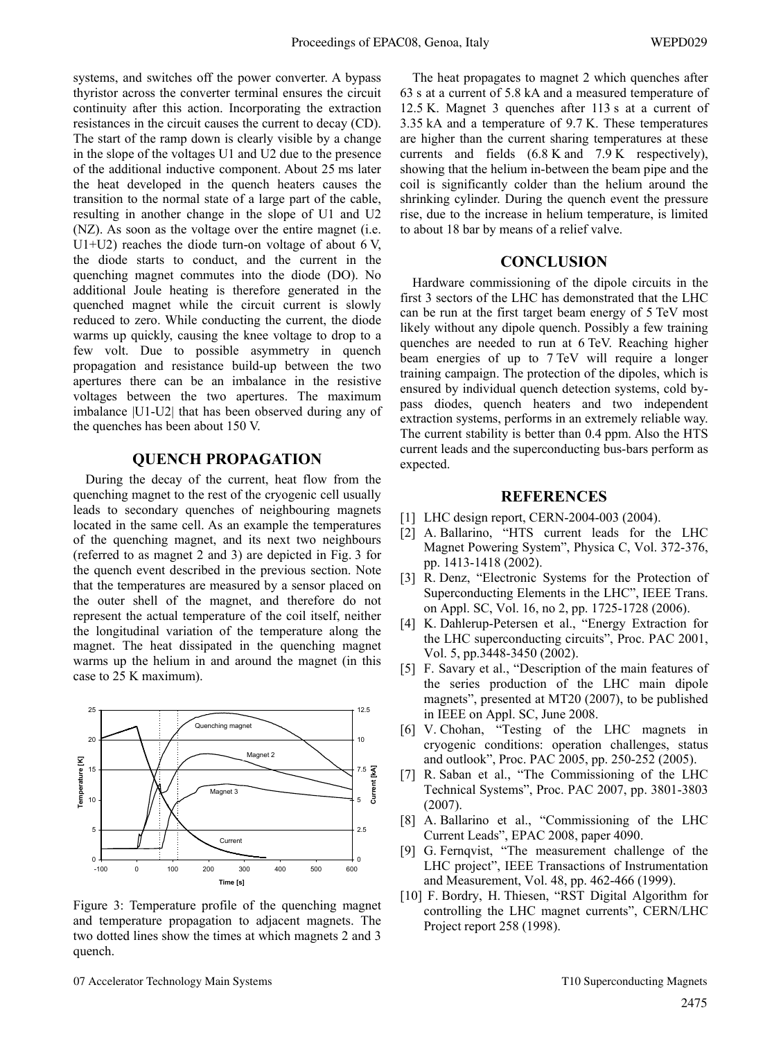systems, and switches off the power converter. A bypass thyristor across the converter terminal ensures the circuit continuity after this action. Incorporating the extraction resistances in the circuit causes the current to decay (CD). The start of the ramp down is clearly visible by a change in the slope of the voltages U1 and U2 due to the presence of the additional inductive component. About 25 ms later the heat developed in the quench heaters causes the transition to the normal state of a large part of the cable, resulting in another change in the slope of U1 and U2 (NZ). As soon as the voltage over the entire magnet (i.e. U1+U2) reaches the diode turn-on voltage of about 6 V, the diode starts to conduct, and the current in the quenching magnet commutes into the diode (DO). No additional Joule heating is therefore generated in the quenched magnet while the circuit current is slowly reduced to zero. While conducting the current, the diode warms up quickly, causing the knee voltage to drop to a few volt. Due to possible asymmetry in quench propagation and resistance build-up between the two apertures there can be an imbalance in the resistive voltages between the two apertures. The maximum imbalance |U1-U2| that has been observed during any of the quenches has been about 150 V.

## QUENCH PROPAGATION

During the decay of the current, heat flow from the quenching magnet to the rest of the cryogenic cell usually leads to secondary quenches of neighbouring magnets located in the same cell. As an example the temperatures of the quenching magnet, and its next two neighbours (referred to as magnet 2 and 3) are depicted in Fig. 3 for the quench event described in the previous section. Note that the temperatures are measured by a sensor placed on the outer shell of the magnet, and therefore do not represent the actual temperature of the coil itself, neither the longitudinal variation of the temperature along the magnet. The heat dissipated in the quenching magnet warms up the helium in and around the magnet (in this case to 25 K maximum).

Quenching magnet
Magnet 2
Magnet 3
Current
Temperature [K]
Current [kA]
Time [s]

Figure 3: Temperature profile of the quenching magnet and temperature propagation to adjacent magnets. The two dotted lines show the times at which magnets 2 and 3 quench.

The heat propagates to magnet 2 which quenches after 63 s at a current of 5.8 kA and a measured temperature of 12.5 K. Magnet 3 quenches after 113 s at a current of 3.35 kA and a temperature of 9.7 K. These temperatures are higher than the current sharing temperatures at these currents and fields (6.8 K and 7.9 K respectively), showing that the helium in-between the beam pipe and the coil is significantly colder than the helium around the shrinking cylinder. During the quench event the pressure rise, due to the increase in helium temperature, is limited to about 18 bar by means of a relief valve.

## CONCLUSION

Hardware commissioning of the dipole circuits in the first 3 sectors of the LHC has demonstrated that the LHC can be run at the first target beam energy of 5 TeV most likely without any dipole quench. Possibly a few training quenches are needed to run at 6 TeV. Reaching higher beam energies of up to 7 TeV will require a longer training campaign. The protection of the dipoles, which is ensured by individual quench detection systems, cold by-pass diodes, quench heaters and two independent extraction systems, performs in an extremely reliable way. The current stability is better than 0.4 ppm. Also the HTS current leads and the superconducting bus-bars perform as expected.

## REFERENCES

[1] LHC design report, CERN-2004-003 (2004).

[2] A. Ballarino, "HTS current leads for the LHC Magnet Powering System", Physica C, Vol. 372-376, pp. 1413-1418 (2002).

[3] R. Denz, "Electronic Systems for the Protection of Superconducting Elements in the LHC", IEEE Trans. on Appl. SC, Vol. 16, no 2, pp. 1725-1728 (2006).

[4] K. Dahlerup-Petersen et al., "Energy Extraction for the LHC superconducting circuits", Proc. PAC 2001, Vol. 5, pp.3448-3450 (2002).

[5] F. Savary et al., "Description of the main features of the series production of the LHC main dipole magnets", presented at MT20 (2007), to be published in IEEE on Appl. SC, June 2008.

[6] V. Chohan, "Testing of the LHC magnets in cryogenic conditions: operation challenges, status and outlook", Proc. PAC 2005, pp. 250-252 (2005).

[7] R. Saban et al., "The Commissioning of the LHC Technical Systems", Proc. PAC 2007, pp. 3801-3803 (2007).

[8] A. Ballarino et al., "Commissioning of the LHC Current Leads", EPAC 2008, paper 4090.

[9] G. Fernqvist, "The measurement challenge of the LHC project", IEEE Transactions of Instrumentation and Measurement, Vol. 48, pp. 462-466 (1999).

[10] F. Bordry, H. Thiesen, "RST Digital Algorithm for controlling the LHC magnet currents", CERN/LHC Project report 258 (1998).